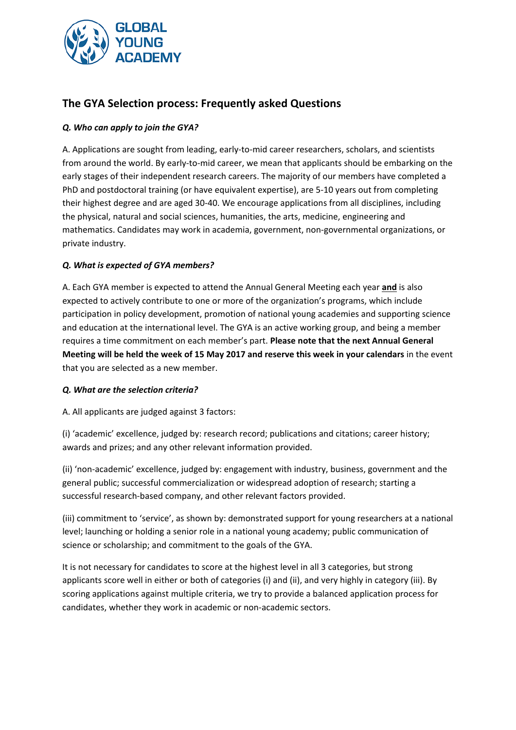GLOBAL YOUNG ACADEMY

## The GYA Selection process: Frequently asked Questions

***Q. Who can apply to join the GYA?***

A. Applications are sought from leading, early-to-mid career researchers, scholars, and scientists from around the world. By early-to-mid career, we mean that applicants should be embarking on the early stages of their independent research careers. The majority of our members have completed a PhD and postdoctoral training (or have equivalent expertise), are 5-10 years out from completing their highest degree and are aged 30-40. We encourage applications from all disciplines, including the physical, natural and social sciences, humanities, the arts, medicine, engineering and mathematics. Candidates may work in academia, government, non-governmental organizations, or private industry.

***Q. What is expected of GYA members?***

A. Each GYA member is expected to attend the Annual General Meeting each year **and** is also expected to actively contribute to one or more of the organization's programs, which include participation in policy development, promotion of national young academies and supporting science and education at the international level. The GYA is an active working group, and being a member requires a time commitment on each member's part. **Please note that the next Annual General Meeting will be held the week of 15 May 2017 and reserve this week in your calendars** in the event that you are selected as a new member.

***Q. What are the selection criteria?***

A. All applicants are judged against 3 factors:

(i) 'academic' excellence, judged by: research record; publications and citations; career history; awards and prizes; and any other relevant information provided.

(ii) 'non-academic' excellence, judged by: engagement with industry, business, government and the general public; successful commercialization or widespread adoption of research; starting a successful research-based company, and other relevant factors provided.

(iii) commitment to 'service', as shown by: demonstrated support for young researchers at a national level; launching or holding a senior role in a national young academy; public communication of science or scholarship; and commitment to the goals of the GYA.

It is not necessary for candidates to score at the highest level in all 3 categories, but strong applicants score well in either or both of categories (i) and (ii), and very highly in category (iii). By scoring applications against multiple criteria, we try to provide a balanced application process for candidates, whether they work in academic or non-academic sectors.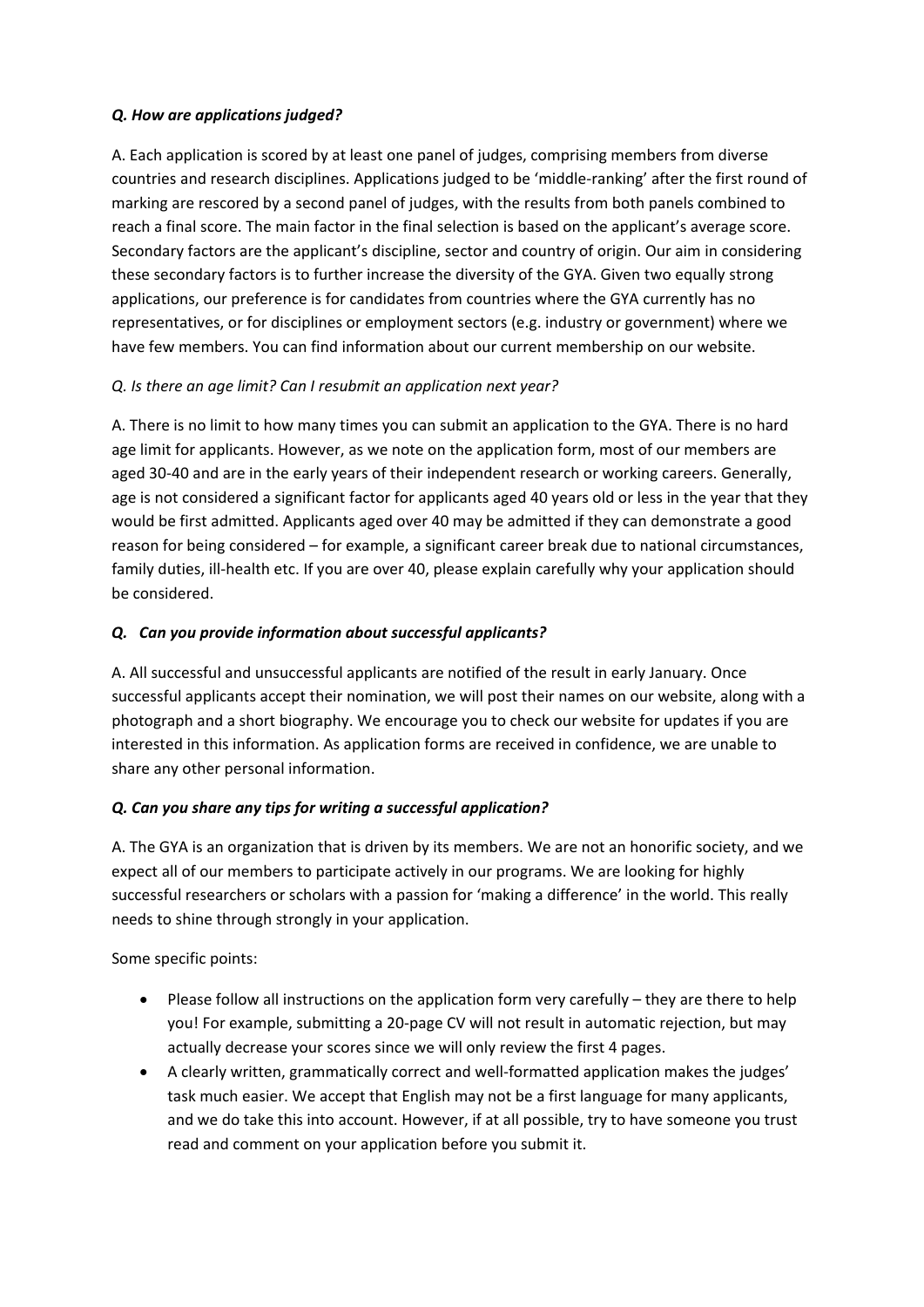***Q. How are applications judged?***

A. Each application is scored by at least one panel of judges, comprising members from diverse countries and research disciplines. Applications judged to be 'middle-ranking' after the first round of marking are rescored by a second panel of judges, with the results from both panels combined to reach a final score. The main factor in the final selection is based on the applicant's average score. Secondary factors are the applicant's discipline, sector and country of origin. Our aim in considering these secondary factors is to further increase the diversity of the GYA. Given two equally strong applications, our preference is for candidates from countries where the GYA currently has no representatives, or for disciplines or employment sectors (e.g. industry or government) where we have few members. You can find information about our current membership on our website.

*Q. Is there an age limit? Can I resubmit an application next year?*

A. There is no limit to how many times you can submit an application to the GYA. There is no hard age limit for applicants. However, as we note on the application form, most of our members are aged 30-40 and are in the early years of their independent research or working careers. Generally, age is not considered a significant factor for applicants aged 40 years old or less in the year that they would be first admitted. Applicants aged over 40 may be admitted if they can demonstrate a good reason for being considered – for example, a significant career break due to national circumstances, family duties, ill-health etc. If you are over 40, please explain carefully why your application should be considered.

***Q. Can you provide information about successful applicants?***

A. All successful and unsuccessful applicants are notified of the result in early January. Once successful applicants accept their nomination, we will post their names on our website, along with a photograph and a short biography. We encourage you to check our website for updates if you are interested in this information. As application forms are received in confidence, we are unable to share any other personal information.

***Q. Can you share any tips for writing a successful application?***

A. The GYA is an organization that is driven by its members. We are not an honorific society, and we expect all of our members to participate actively in our programs. We are looking for highly successful researchers or scholars with a passion for 'making a difference' in the world. This really needs to shine through strongly in your application.

Some specific points:

- Please follow all instructions on the application form very carefully – they are there to help you! For example, submitting a 20-page CV will not result in automatic rejection, but may actually decrease your scores since we will only review the first 4 pages.
- A clearly written, grammatically correct and well-formatted application makes the judges' task much easier. We accept that English may not be a first language for many applicants, and we do take this into account. However, if at all possible, try to have someone you trust read and comment on your application before you submit it.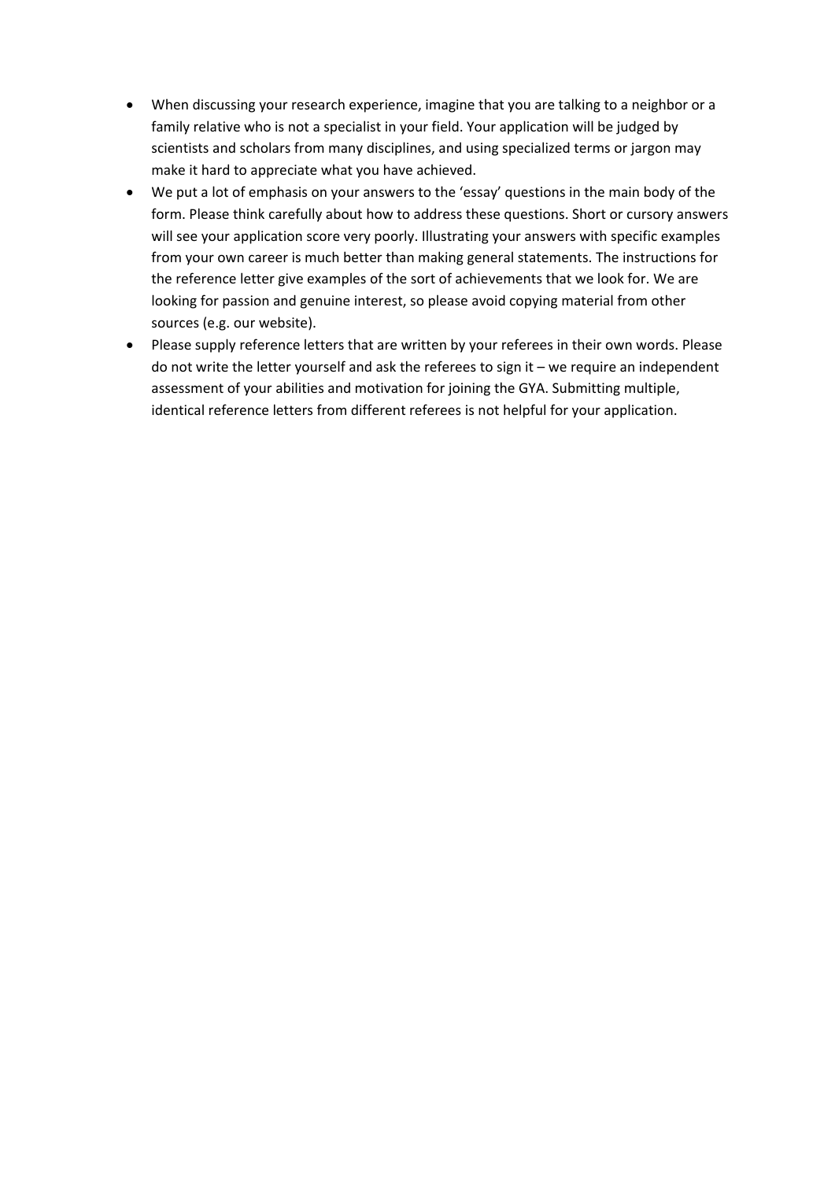- When discussing your research experience, imagine that you are talking to a neighbor or a family relative who is not a specialist in your field. Your application will be judged by scientists and scholars from many disciplines, and using specialized terms or jargon may make it hard to appreciate what you have achieved.
- We put a lot of emphasis on your answers to the 'essay' questions in the main body of the form. Please think carefully about how to address these questions. Short or cursory answers will see your application score very poorly. Illustrating your answers with specific examples from your own career is much better than making general statements. The instructions for the reference letter give examples of the sort of achievements that we look for. We are looking for passion and genuine interest, so please avoid copying material from other sources (e.g. our website).
- Please supply reference letters that are written by your referees in their own words. Please do not write the letter yourself and ask the referees to sign it – we require an independent assessment of your abilities and motivation for joining the GYA. Submitting multiple, identical reference letters from different referees is not helpful for your application.